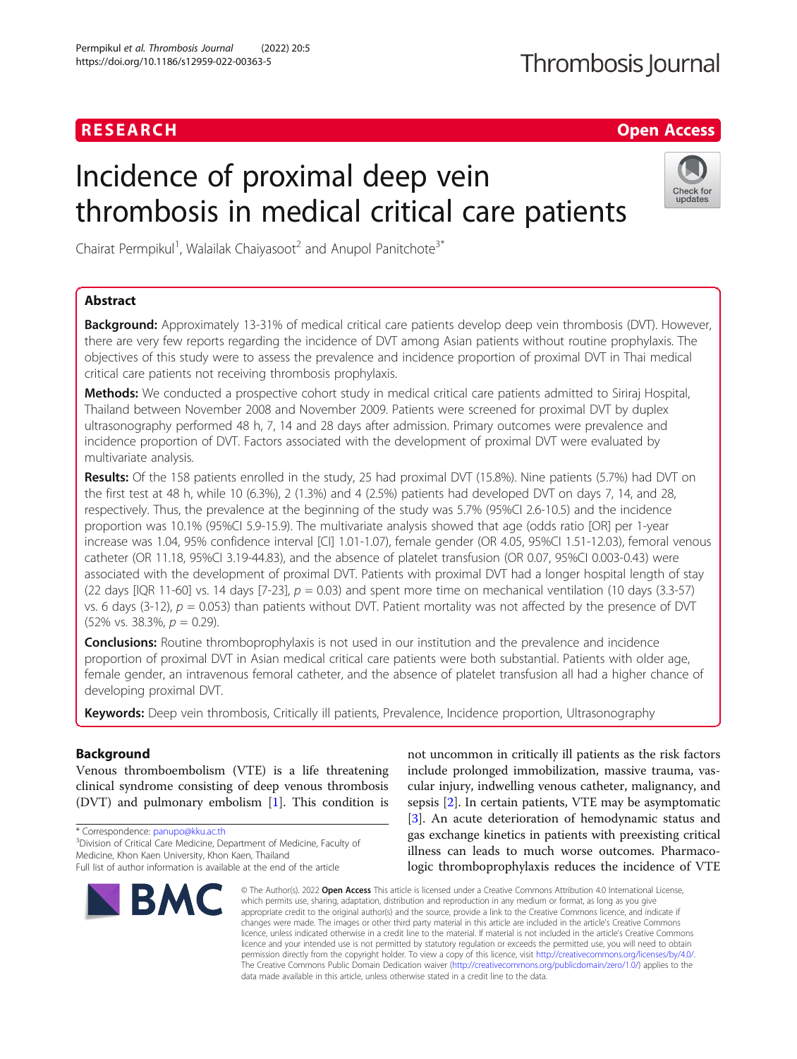RESEARCH

Open Access

# Incidence of proximal deep vein thrombosis in medical critical care patients

Chairat Permpikul[1], Walailak Chaiyasoot[2] and Anupol Panitchote[3*]

## Abstract

**Background:** Approximately 13-31% of medical critical care patients develop deep vein thrombosis (DVT). However, there are very few reports regarding the incidence of DVT among Asian patients without routine prophylaxis. The objectives of this study were to assess the prevalence and incidence proportion of proximal DVT in Thai medical critical care patients not receiving thrombosis prophylaxis.

**Methods:** We conducted a prospective cohort study in medical critical care patients admitted to Siriraj Hospital, Thailand between November 2008 and November 2009. Patients were screened for proximal DVT by duplex ultrasonography performed 48 h, 7, 14 and 28 days after admission. Primary outcomes were prevalence and incidence proportion of DVT. Factors associated with the development of proximal DVT were evaluated by multivariate analysis.

**Results:** Of the 158 patients enrolled in the study, 25 had proximal DVT (15.8%). Nine patients (5.7%) had DVT on the first test at 48 h, while 10 (6.3%), 2 (1.3%) and 4 (2.5%) patients had developed DVT on days 7, 14, and 28, respectively. Thus, the prevalence at the beginning of the study was 5.7% (95%CI 2.6-10.5) and the incidence proportion was 10.1% (95%CI 5.9-15.9). The multivariate analysis showed that age (odds ratio [OR] per 1-year increase was 1.04, 95% confidence interval [CI] 1.01-1.07), female gender (OR 4.05, 95%CI 1.51-12.03), femoral venous catheter (OR 11.18, 95%CI 3.19-44.83), and the absence of platelet transfusion (OR 0.07, 95%CI 0.003-0.43) were associated with the development of proximal DVT. Patients with proximal DVT had a longer hospital length of stay (22 days [IQR 11-60] vs. 14 days [7-23], $p = 0.03$) and spent more time on mechanical ventilation (10 days (3.3-57) vs. 6 days (3-12), $p = 0.053$) than patients without DVT. Patient mortality was not affected by the presence of DVT (52% vs. 38.3%, $p = 0.29$).

**Conclusions:** Routine thromboprophylaxis is not used in our institution and the prevalence and incidence proportion of proximal DVT in Asian medical critical care patients were both substantial. Patients with older age, female gender, an intravenous femoral catheter, and the absence of platelet transfusion all had a higher chance of developing proximal DVT.

**Keywords:** Deep vein thrombosis, Critically ill patients, Prevalence, Incidence proportion, Ultrasonography

## Background

Venous thromboembolism (VTE) is a life threatening clinical syndrome consisting of deep venous thrombosis (DVT) and pulmonary embolism [1]. This condition is not uncommon in critically ill patients as the risk factors include prolonged immobilization, massive trauma, vascular injury, indwelling venous catheter, malignancy, and sepsis [2]. In certain patients, VTE may be asymptomatic [3]. An acute deterioration of hemodynamic status and gas exchange kinetics in patients with preexisting critical illness can leads to much worse outcomes. Pharmacologic thromboprophylaxis reduces the incidence of VTE

\* Correspondence: panupo@kku.ac.th

[3]Division of Critical Care Medicine, Department of Medicine, Faculty of Medicine, Khon Kaen University, Khon Kaen, Thailand

Full list of author information is available at the end of the article

© The Author(s). 2022 **Open Access** This article is licensed under a Creative Commons Attribution 4.0 International License, which permits use, sharing, adaptation, distribution and reproduction in any medium or format, as long as you give appropriate credit to the original author(s) and the source, provide a link to the Creative Commons licence, and indicate if changes were made. The images or other third party material in this article are included in the article's Creative Commons licence, unless indicated otherwise in a credit line to the material. If material is not included in the article's Creative Commons licence and your intended use is not permitted by statutory regulation or exceeds the permitted use, you will need to obtain permission directly from the copyright holder. To view a copy of this licence, visit http://creativecommons.org/licenses/by/4.0/. The Creative Commons Public Domain Dedication waiver (http://creativecommons.org/publicdomain/zero/1.0/) applies to the data made available in this article, unless otherwise stated in a credit line to the data.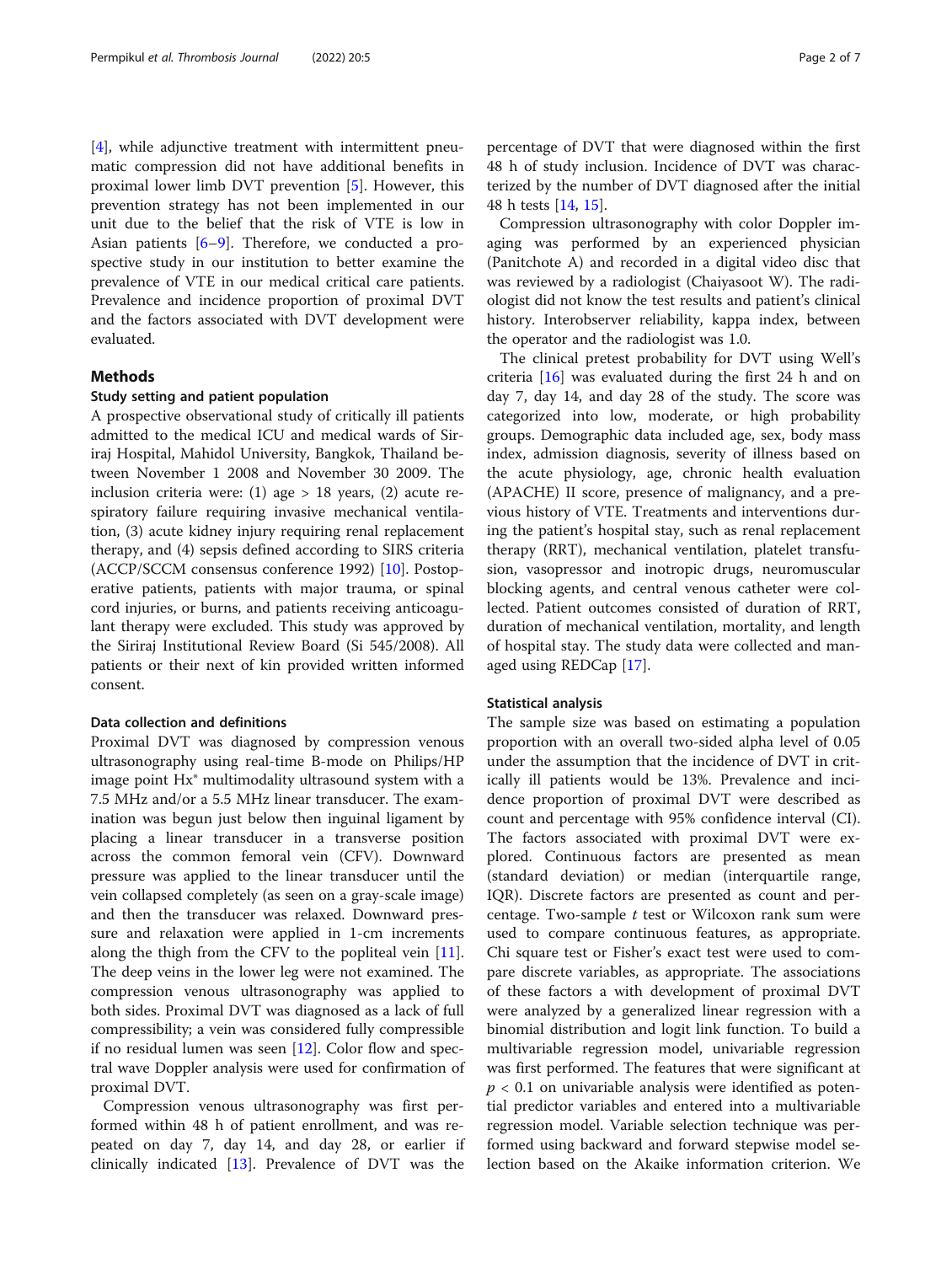[4], while adjunctive treatment with intermittent pneumatic compression did not have additional benefits in proximal lower limb DVT prevention [5]. However, this prevention strategy has not been implemented in our unit due to the belief that the risk of VTE is low in Asian patients [6–9]. Therefore, we conducted a prospective study in our institution to better examine the prevalence of VTE in our medical critical care patients. Prevalence and incidence proportion of proximal DVT and the factors associated with DVT development were evaluated.

## Methods

### Study setting and patient population

A prospective observational study of critically ill patients admitted to the medical ICU and medical wards of Siriraj Hospital, Mahidol University, Bangkok, Thailand between November 1 2008 and November 30 2009. The inclusion criteria were: (1) age > 18 years, (2) acute respiratory failure requiring invasive mechanical ventilation, (3) acute kidney injury requiring renal replacement therapy, and (4) sepsis defined according to SIRS criteria (ACCP/SCCM consensus conference 1992) [10]. Postoperative patients, patients with major trauma, or spinal cord injuries, or burns, and patients receiving anticoagulant therapy were excluded. This study was approved by the Siriraj Institutional Review Board (Si 545/2008). All patients or their next of kin provided written informed consent.

### Data collection and definitions

Proximal DVT was diagnosed by compression venous ultrasonography using real-time B-mode on Philips/HP image point Hx® multimodality ultrasound system with a 7.5 MHz and/or a 5.5 MHz linear transducer. The examination was begun just below then inguinal ligament by placing a linear transducer in a transverse position across the common femoral vein (CFV). Downward pressure was applied to the linear transducer until the vein collapsed completely (as seen on a gray-scale image) and then the transducer was relaxed. Downward pressure and relaxation were applied in 1-cm increments along the thigh from the CFV to the popliteal vein [11]. The deep veins in the lower leg were not examined. The compression venous ultrasonography was applied to both sides. Proximal DVT was diagnosed as a lack of full compressibility; a vein was considered fully compressible if no residual lumen was seen [12]. Color flow and spectral wave Doppler analysis were used for confirmation of proximal DVT.

Compression venous ultrasonography was first performed within 48 h of patient enrollment, and was repeated on day 7, day 14, and day 28, or earlier if clinically indicated [13]. Prevalence of DVT was the percentage of DVT that were diagnosed within the first 48 h of study inclusion. Incidence of DVT was characterized by the number of DVT diagnosed after the initial 48 h tests [14, 15].

Compression ultrasonography with color Doppler imaging was performed by an experienced physician (Panitchote A) and recorded in a digital video disc that was reviewed by a radiologist (Chaiyasoot W). The radiologist did not know the test results and patient's clinical history. Interobserver reliability, kappa index, between the operator and the radiologist was 1.0.

The clinical pretest probability for DVT using Well's criteria [16] was evaluated during the first 24 h and on day 7, day 14, and day 28 of the study. The score was categorized into low, moderate, or high probability groups. Demographic data included age, sex, body mass index, admission diagnosis, severity of illness based on the acute physiology, age, chronic health evaluation (APACHE) II score, presence of malignancy, and a previous history of VTE. Treatments and interventions during the patient's hospital stay, such as renal replacement therapy (RRT), mechanical ventilation, platelet transfusion, vasopressor and inotropic drugs, neuromuscular blocking agents, and central venous catheter were collected. Patient outcomes consisted of duration of RRT, duration of mechanical ventilation, mortality, and length of hospital stay. The study data were collected and managed using REDCap [17].

### Statistical analysis

The sample size was based on estimating a population proportion with an overall two-sided alpha level of 0.05 under the assumption that the incidence of DVT in critically ill patients would be 13%. Prevalence and incidence proportion of proximal DVT were described as count and percentage with 95% confidence interval (CI). The factors associated with proximal DVT were explored. Continuous factors are presented as mean (standard deviation) or median (interquartile range, IQR). Discrete factors are presented as count and percentage. Two-sample *t* test or Wilcoxon rank sum were used to compare continuous features, as appropriate. Chi square test or Fisher's exact test were used to compare discrete variables, as appropriate. The associations of these factors a with development of proximal DVT were analyzed by a generalized linear regression with a binomial distribution and logit link function. To build a multivariable regression model, univariable regression was first performed. The features that were significant at $p < 0.1$ on univariable analysis were identified as potential predictor variables and entered into a multivariable regression model. Variable selection technique was performed using backward and forward stepwise model selection based on the Akaike information criterion. We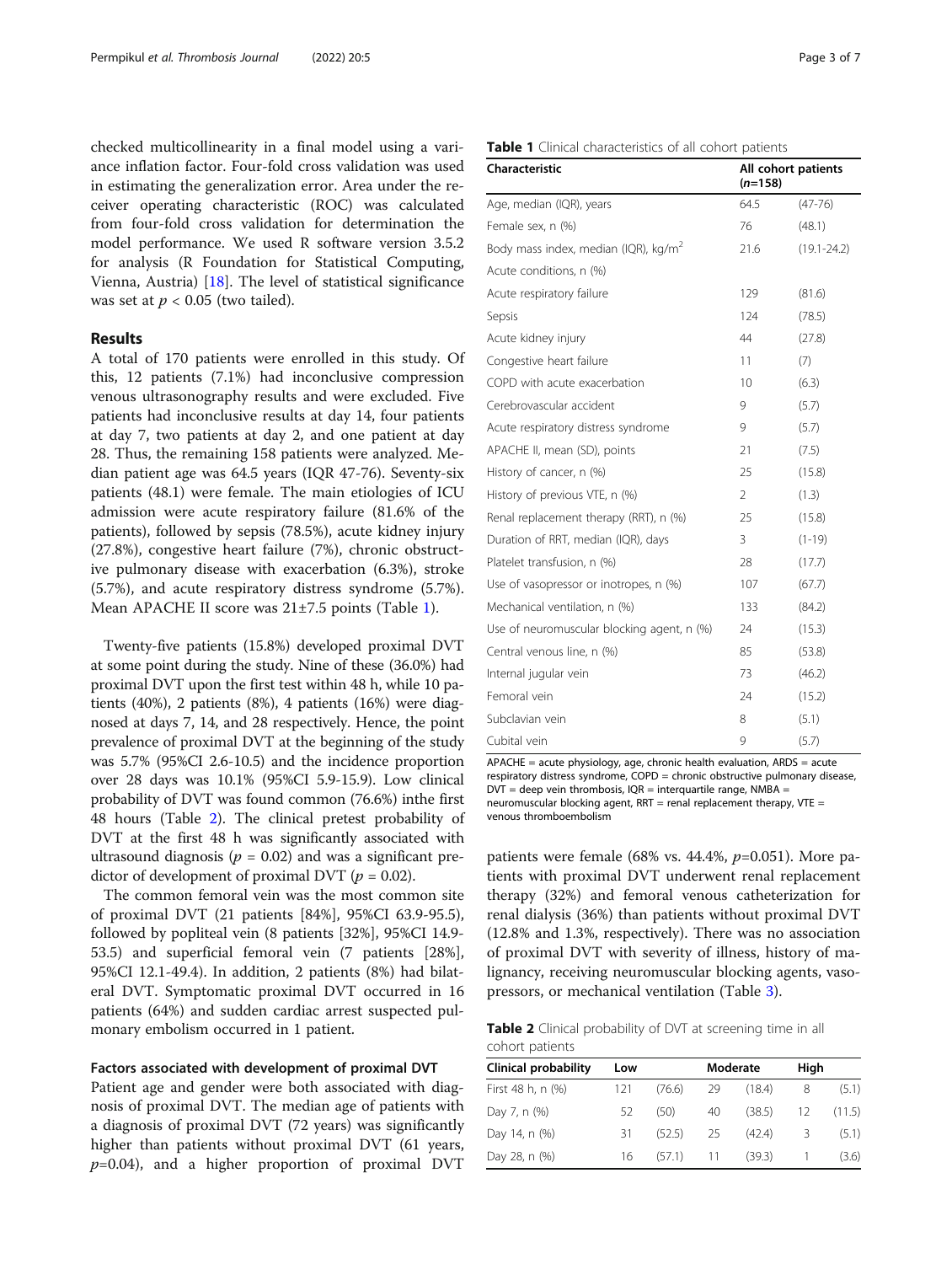checked multicollinearity in a final model using a variance inflation factor. Four-fold cross validation was used in estimating the generalization error. Area under the receiver operating characteristic (ROC) was calculated from four-fold cross validation for determination the model performance. We used R software version 3.5.2 for analysis (R Foundation for Statistical Computing, Vienna, Austria) [18]. The level of statistical significance was set at $p < 0.05$ (two tailed).

## Results

A total of 170 patients were enrolled in this study. Of this, 12 patients (7.1%) had inconclusive compression venous ultrasonography results and were excluded. Five patients had inconclusive results at day 14, four patients at day 7, two patients at day 2, and one patient at day 28. Thus, the remaining 158 patients were analyzed. Median patient age was 64.5 years (IQR 47-76). Seventy-six patients (48.1) were female. The main etiologies of ICU admission were acute respiratory failure (81.6% of the patients), followed by sepsis (78.5%), acute kidney injury (27.8%), congestive heart failure (7%), chronic obstructive pulmonary disease with exacerbation (6.3%), stroke (5.7%), and acute respiratory distress syndrome (5.7%). Mean APACHE II score was 21±7.5 points (Table 1).

Twenty-five patients (15.8%) developed proximal DVT at some point during the study. Nine of these (36.0%) had proximal DVT upon the first test within 48 h, while 10 patients (40%), 2 patients (8%), 4 patients (16%) were diagnosed at days 7, 14, and 28 respectively. Hence, the point prevalence of proximal DVT at the beginning of the study was 5.7% (95%CI 2.6-10.5) and the incidence proportion over 28 days was 10.1% (95%CI 5.9-15.9). Low clinical probability of DVT was found common (76.6%) inthe first 48 hours (Table 2). The clinical pretest probability of DVT at the first 48 h was significantly associated with ultrasound diagnosis ($p = 0.02$) and was a significant predictor of development of proximal DVT ($p = 0.02$).

The common femoral vein was the most common site of proximal DVT (21 patients [84%], 95%CI 63.9-95.5), followed by popliteal vein (8 patients [32%], 95%CI 14.9-53.5) and superficial femoral vein (7 patients [28%], 95%CI 12.1-49.4). In addition, 2 patients (8%) had bilateral DVT. Symptomatic proximal DVT occurred in 16 patients (64%) and sudden cardiac arrest suspected pulmonary embolism occurred in 1 patient.

### Factors associated with development of proximal DVT

Patient age and gender were both associated with diagnosis of proximal DVT. The median age of patients with a diagnosis of proximal DVT (72 years) was significantly higher than patients without proximal DVT (61 years, $p$=0.04), and a higher proportion of proximal DVT patients were female (68% vs. 44.4%, $p$=0.051). More patients with proximal DVT underwent renal replacement therapy (32%) and femoral venous catheterization for renal dialysis (36%) than patients without proximal DVT (12.8% and 1.3%, respectively). There was no association of proximal DVT with severity of illness, history of malignancy, receiving neuromuscular blocking agents, vasopressors, or mechanical ventilation (Table 3).

**Table 1** Clinical characteristics of all cohort patients

| Characteristic | All cohort patients ($n$=158) | |
|---|---|---|
| Age, median (IQR), years | 64.5 | (47-76) |
| Female sex, n (%) | 76 | (48.1) |
| Body mass index, median (IQR), kg/m$^2$ | 21.6 | (19.1-24.2) |
| Acute conditions, n (%) | | |
| Acute respiratory failure | 129 | (81.6) |
| Sepsis | 124 | (78.5) |
| Acute kidney injury | 44 | (27.8) |
| Congestive heart failure | 11 | (7) |
| COPD with acute exacerbation | 10 | (6.3) |
| Cerebrovascular accident | 9 | (5.7) |
| Acute respiratory distress syndrome | 9 | (5.7) |
| APACHE II, mean (SD), points | 21 | (7.5) |
| History of cancer, n (%) | 25 | (15.8) |
| History of previous VTE, n (%) | 2 | (1.3) |
| Renal replacement therapy (RRT), n (%) | 25 | (15.8) |
| Duration of RRT, median (IQR), days | 3 | (1-19) |
| Platelet transfusion, n (%) | 28 | (17.7) |
| Use of vasopressor or inotropes, n (%) | 107 | (67.7) |
| Mechanical ventilation, n (%) | 133 | (84.2) |
| Use of neuromuscular blocking agent, n (%) | 24 | (15.3) |
| Central venous line, n (%) | 85 | (53.8) |
| Internal jugular vein | 73 | (46.2) |
| Femoral vein | 24 | (15.2) |
| Subclavian vein | 8 | (5.1) |
| Cubital vein | 9 | (5.7) |

APACHE = acute physiology, age, chronic health evaluation, ARDS = acute respiratory distress syndrome, COPD = chronic obstructive pulmonary disease, DVT = deep vein thrombosis, IQR = interquartile range, NMBA = neuromuscular blocking agent, RRT = renal replacement therapy, VTE = venous thromboembolism

**Table 2** Clinical probability of DVT at screening time in all cohort patients

| Clinical probability | Low | | Moderate | | High | |
|---|---|---|---|---|---|---|
| First 48 h, n (%) | 121 | (76.6) | 29 | (18.4) | 8 | (5.1) |
| Day 7, n (%) | 52 | (50) | 40 | (38.5) | 12 | (11.5) |
| Day 14, n (%) | 31 | (52.5) | 25 | (42.4) | 3 | (5.1) |
| Day 28, n (%) | 16 | (57.1) | 11 | (39.3) | 1 | (3.6) |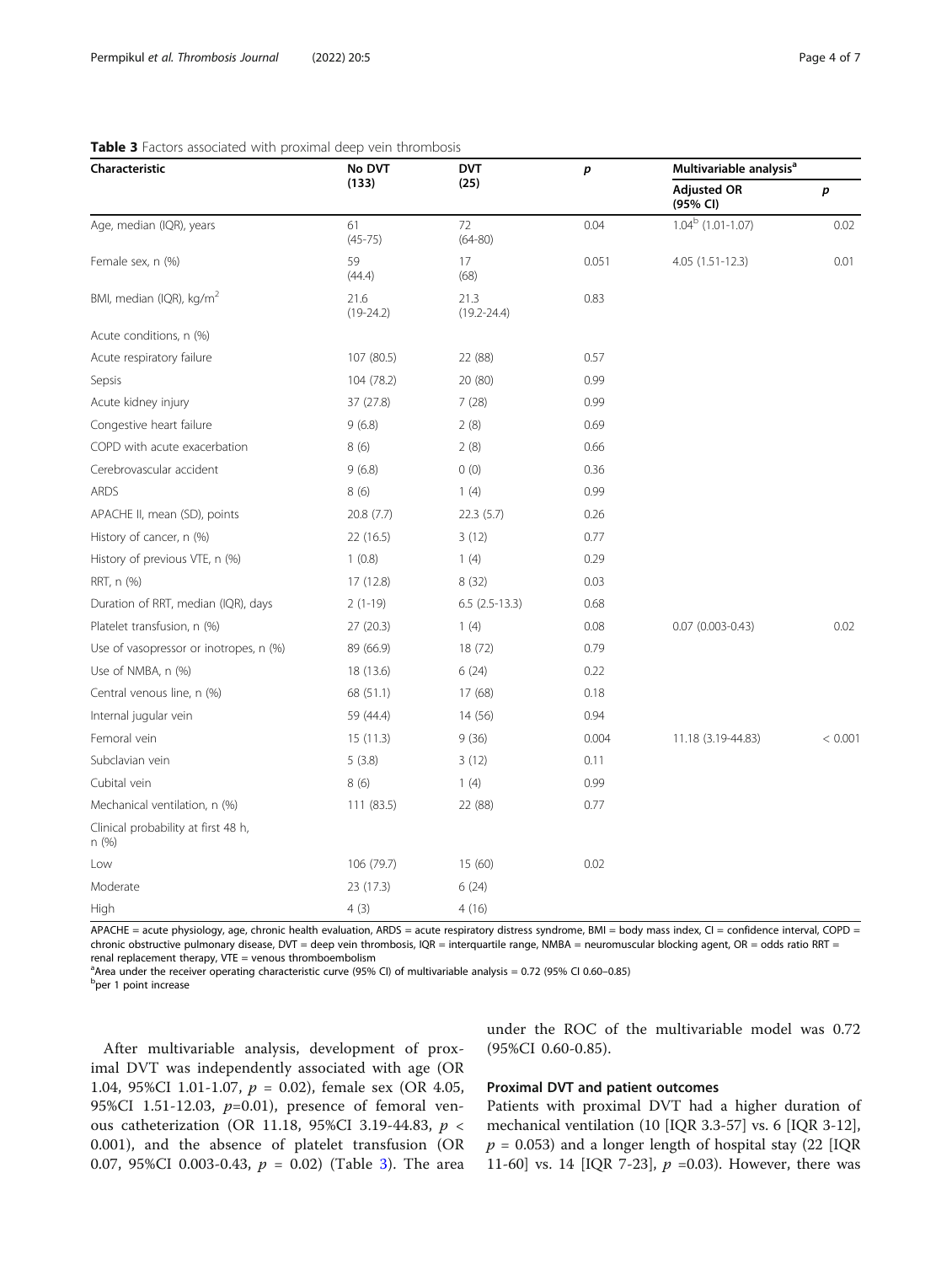**Table 3** Factors associated with proximal deep vein thrombosis

| Characteristic | No DVT (133) | DVT (25) | *p* | Multivariable analysis[a] | |
|---|---|---|---|---|---|
| | | | | Adjusted OR (95% CI) | *p* |
| Age, median (IQR), years | 61 (45-75) | 72 (64-80) | 0.04 | 1.04[b] (1.01-1.07) | 0.02 |
| Female sex, n (%) | 59 (44.4) | 17 (68) | 0.051 | 4.05 (1.51-12.3) | 0.01 |
| BMI, median (IQR), kg/m$^2$ | 21.6 (19-24.2) | 21.3 (19.2-24.4) | 0.83 | | |
| Acute conditions, n (%) | | | | | |
| Acute respiratory failure | 107 (80.5) | 22 (88) | 0.57 | | |
| Sepsis | 104 (78.2) | 20 (80) | 0.99 | | |
| Acute kidney injury | 37 (27.8) | 7 (28) | 0.99 | | |
| Congestive heart failure | 9 (6.8) | 2 (8) | 0.69 | | |
| COPD with acute exacerbation | 8 (6) | 2 (8) | 0.66 | | |
| Cerebrovascular accident | 9 (6.8) | 0 (0) | 0.36 | | |
| ARDS | 8 (6) | 1 (4) | 0.99 | | |
| APACHE II, mean (SD), points | 20.8 (7.7) | 22.3 (5.7) | 0.26 | | |
| History of cancer, n (%) | 22 (16.5) | 3 (12) | 0.77 | | |
| History of previous VTE, n (%) | 1 (0.8) | 1 (4) | 0.29 | | |
| RRT, n (%) | 17 (12.8) | 8 (32) | 0.03 | | |
| Duration of RRT, median (IQR), days | 2 (1-19) | 6.5 (2.5-13.3) | 0.68 | | |
| Platelet transfusion, n (%) | 27 (20.3) | 1 (4) | 0.08 | 0.07 (0.003-0.43) | 0.02 |
| Use of vasopressor or inotropes, n (%) | 89 (66.9) | 18 (72) | 0.79 | | |
| Use of NMBA, n (%) | 18 (13.6) | 6 (24) | 0.22 | | |
| Central venous line, n (%) | 68 (51.1) | 17 (68) | 0.18 | | |
| Internal jugular vein | 59 (44.4) | 14 (56) | 0.94 | | |
| Femoral vein | 15 (11.3) | 9 (36) | 0.004 | 11.18 (3.19-44.83) | < 0.001 |
| Subclavian vein | 5 (3.8) | 3 (12) | 0.11 | | |
| Cubital vein | 8 (6) | 1 (4) | 0.99 | | |
| Mechanical ventilation, n (%) | 111 (83.5) | 22 (88) | 0.77 | | |
| Clinical probability at first 48 h, n (%) | | | | | |
| Low | 106 (79.7) | 15 (60) | 0.02 | | |
| Moderate | 23 (17.3) | 6 (24) | | | |
| High | 4 (3) | 4 (16) | | | |

APACHE = acute physiology, age, chronic health evaluation, ARDS = acute respiratory distress syndrome, BMI = body mass index, CI = confidence interval, COPD = chronic obstructive pulmonary disease, DVT = deep vein thrombosis, IQR = interquartile range, NMBA = neuromuscular blocking agent, OR = odds ratio RRT = renal replacement therapy, VTE = venous thromboembolism

[a]Area under the receiver operating characteristic curve (95% CI) of multivariable analysis = 0.72 (95% CI 0.60–0.85)

[b]per 1 point increase

After multivariable analysis, development of proximal DVT was independently associated with age (OR 1.04, 95%CI 1.01-1.07, $p$ = 0.02), female sex (OR 4.05, 95%CI 1.51-12.03, $p$=0.01), presence of femoral venous catheterization (OR 11.18, 95%CI 3.19-44.83, $p <$ 0.001), and the absence of platelet transfusion (OR 0.07, 95%CI 0.003-0.43, $p$ = 0.02) (Table 3). The area under the ROC of the multivariable model was 0.72 (95%CI 0.60-0.85).

### Proximal DVT and patient outcomes

Patients with proximal DVT had a higher duration of mechanical ventilation (10 [IQR 3.3-57] vs. 6 [IQR 3-12], $p$ = 0.053) and a longer length of hospital stay (22 [IQR 11-60] vs. 14 [IQR 7-23], $p$ =0.03). However, there was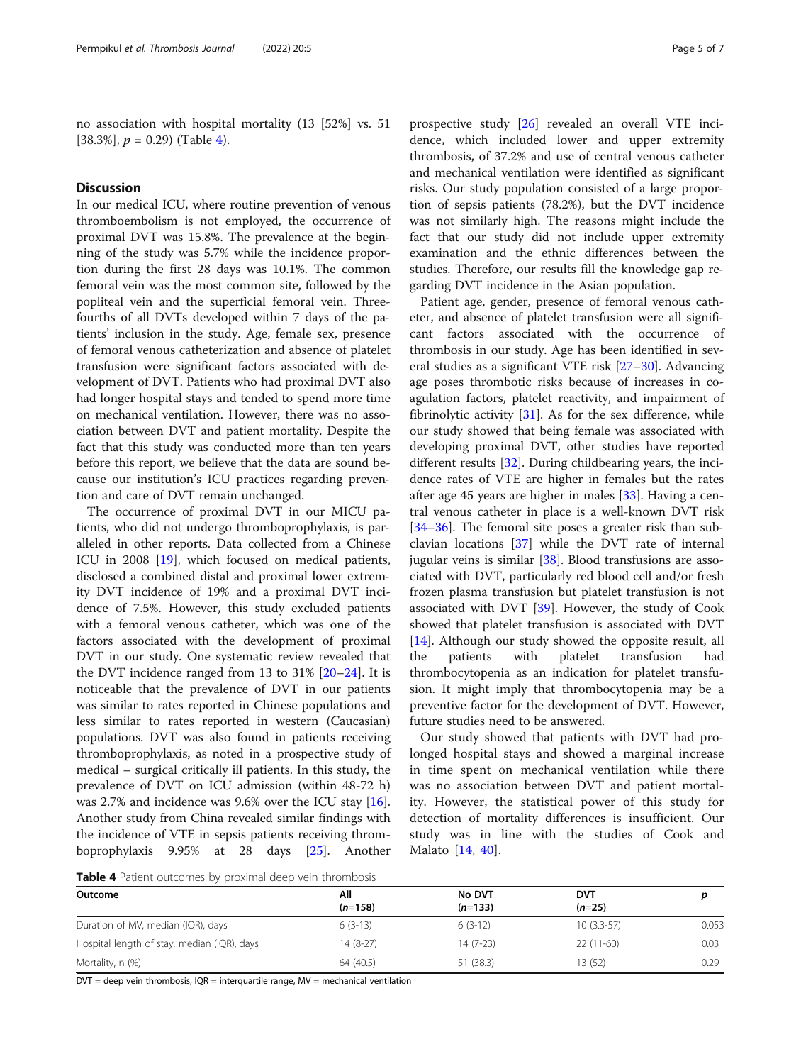no association with hospital mortality (13 [52%] vs. 51 [38.3%], $p$ = 0.29) (Table 4).

## Discussion

In our medical ICU, where routine prevention of venous thromboembolism is not employed, the occurrence of proximal DVT was 15.8%. The prevalence at the beginning of the study was 5.7% while the incidence proportion during the first 28 days was 10.1%. The common femoral vein was the most common site, followed by the popliteal vein and the superficial femoral vein. Three-fourths of all DVTs developed within 7 days of the patients' inclusion in the study. Age, female sex, presence of femoral venous catheterization and absence of platelet transfusion were significant factors associated with development of DVT. Patients who had proximal DVT also had longer hospital stays and tended to spend more time on mechanical ventilation. However, there was no association between DVT and patient mortality. Despite the fact that this study was conducted more than ten years before this report, we believe that the data are sound because our institution's ICU practices regarding prevention and care of DVT remain unchanged.

The occurrence of proximal DVT in our MICU patients, who did not undergo thromboprophylaxis, is paralleled in other reports. Data collected from a Chinese ICU in 2008 [19], which focused on medical patients, disclosed a combined distal and proximal lower extremity DVT incidence of 19% and a proximal DVT incidence of 7.5%. However, this study excluded patients with a femoral venous catheter, which was one of the factors associated with the development of proximal DVT in our study. One systematic review revealed that the DVT incidence ranged from 13 to 31% [20–24]. It is noticeable that the prevalence of DVT in our patients was similar to rates reported in Chinese populations and less similar to rates reported in western (Caucasian) populations. DVT was also found in patients receiving thromboprophylaxis, as noted in a prospective study of medical – surgical critically ill patients. In this study, the prevalence of DVT on ICU admission (within 48-72 h) was 2.7% and incidence was 9.6% over the ICU stay [16]. Another study from China revealed similar findings with the incidence of VTE in sepsis patients receiving thromboprophylaxis 9.95% at 28 days [25]. Another prospective study [26] revealed an overall VTE incidence, which included lower and upper extremity thrombosis, of 37.2% and use of central venous catheter and mechanical ventilation were identified as significant risks. Our study population consisted of a large proportion of sepsis patients (78.2%), but the DVT incidence was not similarly high. The reasons might include the fact that our study did not include upper extremity examination and the ethnic differences between the studies. Therefore, our results fill the knowledge gap regarding DVT incidence in the Asian population.

Patient age, gender, presence of femoral venous catheter, and absence of platelet transfusion were all significant factors associated with the occurrence of thrombosis in our study. Age has been identified in several studies as a significant VTE risk [27–30]. Advancing age poses thrombotic risks because of increases in coagulation factors, platelet reactivity, and impairment of fibrinolytic activity [31]. As for the sex difference, while our study showed that being female was associated with developing proximal DVT, other studies have reported different results [32]. During childbearing years, the incidence rates of VTE are higher in females but the rates after age 45 years are higher in males [33]. Having a central venous catheter in place is a well-known DVT risk [34–36]. The femoral site poses a greater risk than subclavian locations [37] while the DVT rate of internal jugular veins is similar [38]. Blood transfusions are associated with DVT, particularly red blood cell and/or fresh frozen plasma transfusion but platelet transfusion is not associated with DVT [39]. However, the study of Cook showed that platelet transfusion is associated with DVT [14]. Although our study showed the opposite result, all the patients with platelet transfusion had thrombocytopenia as an indication for platelet transfusion. It might imply that thrombocytopenia may be a preventive factor for the development of DVT. However, future studies need to be answered.

Our study showed that patients with DVT had prolonged hospital stays and showed a marginal increase in time spent on mechanical ventilation while there was no association between DVT and patient mortality. However, the statistical power of this study for detection of mortality differences is insufficient. Our study was in line with the studies of Cook and Malato [14, 40].

**Table 4** Patient outcomes by proximal deep vein thrombosis

| Outcome | All ($n$=158) | No DVT ($n$=133) | DVT ($n$=25) | p |
|---|---|---|---|---|
| Duration of MV, median (IQR), days | 6 (3-13) | 6 (3-12) | 10 (3.3-57) | 0.053 |
| Hospital length of stay, median (IQR), days | 14 (8-27) | 14 (7-23) | 22 (11-60) | 0.03 |
| Mortality, n (%) | 64 (40.5) | 51 (38.3) | 13 (52) | 0.29 |

DVT = deep vein thrombosis, IQR = interquartile range, MV = mechanical ventilation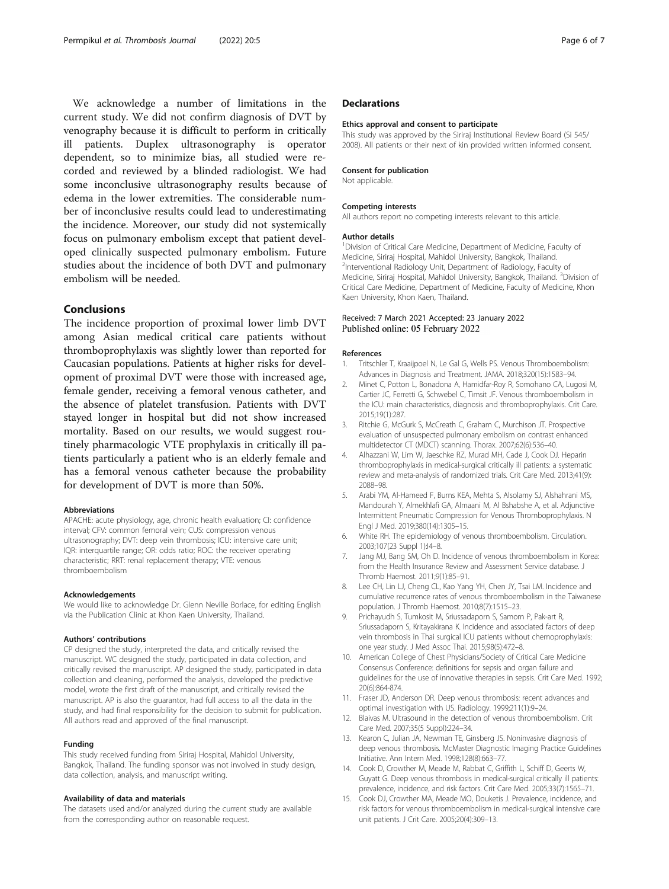We acknowledge a number of limitations in the current study. We did not confirm diagnosis of DVT by venography because it is difficult to perform in critically ill patients. Duplex ultrasonography is operator dependent, so to minimize bias, all studied were recorded and reviewed by a blinded radiologist. We had some inconclusive ultrasonography results because of edema in the lower extremities. The considerable number of inconclusive results could lead to underestimating the incidence. Moreover, our study did not systemically focus on pulmonary embolism except that patient developed clinically suspected pulmonary embolism. Future studies about the incidence of both DVT and pulmonary embolism will be needed.

## Conclusions

The incidence proportion of proximal lower limb DVT among Asian medical critical care patients without thromboprophylaxis was slightly lower than reported for Caucasian populations. Patients at higher risks for development of proximal DVT were those with increased age, female gender, receiving a femoral venous catheter, and the absence of platelet transfusion. Patients with DVT stayed longer in hospital but did not show increased mortality. Based on our results, we would suggest routinely pharmacologic VTE prophylaxis in critically ill patients particularly a patient who is an elderly female and has a femoral venous catheter because the probability for development of DVT is more than 50%.

#### Abbreviations

APACHE: acute physiology, age, chronic health evaluation; CI: confidence interval; CFV: common femoral vein; CUS: compression venous ultrasonography; DVT: deep vein thrombosis; ICU: intensive care unit; IQR: interquartile range; OR: odds ratio; ROC: the receiver operating characteristic; RRT: renal replacement therapy; VTE: venous thromboembolism

#### Acknowledgements

We would like to acknowledge Dr. Glenn Neville Borlace, for editing English via the Publication Clinic at Khon Kaen University, Thailand.

#### Authors' contributions

CP designed the study, interpreted the data, and critically revised the manuscript. WC designed the study, participated in data collection, and critically revised the manuscript. AP designed the study, participated in data collection and cleaning, performed the analysis, developed the predictive model, wrote the first draft of the manuscript, and critically revised the manuscript. AP is also the guarantor, had full access to all the data in the study, and had final responsibility for the decision to submit for publication. All authors read and approved of the final manuscript.

#### Funding

This study received funding from Siriraj Hospital, Mahidol University, Bangkok, Thailand. The funding sponsor was not involved in study design, data collection, analysis, and manuscript writing.

#### Availability of data and materials

The datasets used and/or analyzed during the current study are available from the corresponding author on reasonable request.

## Declarations

#### Ethics approval and consent to participate

This study was approved by the Siriraj Institutional Review Board (Si 545/2008). All patients or their next of kin provided written informed consent.

#### Consent for publication

Not applicable.

#### Competing interests

All authors report no competing interests relevant to this article.

#### Author details

[1]Division of Critical Care Medicine, Department of Medicine, Faculty of Medicine, Siriraj Hospital, Mahidol University, Bangkok, Thailand. [2]Interventional Radiology Unit, Department of Radiology, Faculty of Medicine, Siriraj Hospital, Mahidol University, Bangkok, Thailand. [3]Division of Critical Care Medicine, Department of Medicine, Faculty of Medicine, Khon Kaen University, Khon Kaen, Thailand.

Received: 7 March 2021 Accepted: 23 January 2022
Published online: 05 February 2022

#### References

1. Tritschler T, Kraaijpoel N, Le Gal G, Wells PS. Venous Thromboembolism: Advances in Diagnosis and Treatment. JAMA. 2018;320(15):1583–94.
2. Minet C, Potton L, Bonadona A, Hamidfar-Roy R, Somohano CA, Lugosi M, Cartier JC, Ferretti G, Schwebel C, Timsit JF. Venous thromboembolism in the ICU: main characteristics, diagnosis and thromboprophylaxis. Crit Care. 2015;19(1):287.
3. Ritchie G, McGurk S, McCreath C, Graham C, Murchison JT. Prospective evaluation of unsuspected pulmonary embolism on contrast enhanced multidetector CT (MDCT) scanning. Thorax. 2007;62(6):536–40.
4. Alhazzani W, Lim W, Jaeschke RZ, Murad MH, Cade J, Cook DJ. Heparin thromboprophylaxis in medical-surgical critically ill patients: a systematic review and meta-analysis of randomized trials. Crit Care Med. 2013;41(9):2088–98.
5. Arabi YM, Al-Hameed F, Burns KEA, Mehta S, Alsolamy SJ, Alshahrani MS, Mandourah Y, Almekhlafi GA, Almaani M, Al Bshabshe A, et al. Adjunctive Intermittent Pneumatic Compression for Venous Thromboprophylaxis. N Engl J Med. 2019;380(14):1305–15.
6. White RH. The epidemiology of venous thromboembolism. Circulation. 2003;107(23 Suppl 1):I4–8.
7. Jang MJ, Bang SM, Oh D. Incidence of venous thromboembolism in Korea: from the Health Insurance Review and Assessment Service database. J Thromb Haemost. 2011;9(1):85–91.
8. Lee CH, Lin LJ, Cheng CL, Kao Yang YH, Chen JY, Tsai LM. Incidence and cumulative recurrence rates of venous thromboembolism in the Taiwanese population. J Thromb Haemost. 2010;8(7):1515–23.
9. Prichayudh S, Tumkosit M, Sriussadaporn S, Samorn P, Pak-art R, Sriussadaporn S, Kritayakirana K. Incidence and associated factors of deep vein thrombosis in Thai surgical ICU patients without chemoprophylaxis: one year study. J Med Assoc Thai. 2015;98(5):472–8.
10. American College of Chest Physicians/Society of Critical Care Medicine Consensus Conference: definitions for sepsis and organ failure and guidelines for the use of innovative therapies in sepsis. Crit Care Med. 1992; 20(6):864-874.
11. Fraser JD, Anderson DR. Deep venous thrombosis: recent advances and optimal investigation with US. Radiology. 1999;211(1):9–24.
12. Blaivas M. Ultrasound in the detection of venous thromboembolism. Crit Care Med. 2007;35(5 Suppl):224–34.
13. Kearon C, Julian JA, Newman TE, Ginsberg JS. Noninvasive diagnosis of deep venous thrombosis. McMaster Diagnostic Imaging Practice Guidelines Initiative. Ann Intern Med. 1998;128(8):663–77.
14. Cook D, Crowther M, Meade M, Rabbat C, Griffith L, Schiff D, Geerts W, Guyatt G. Deep venous thrombosis in medical-surgical critically ill patients: prevalence, incidence, and risk factors. Crit Care Med. 2005;33(7):1565–71.
15. Cook DJ, Crowther MA, Meade MO, Douketis J. Prevalence, incidence, and risk factors for venous thromboembolism in medical-surgical intensive care unit patients. J Crit Care. 2005;20(4):309–13.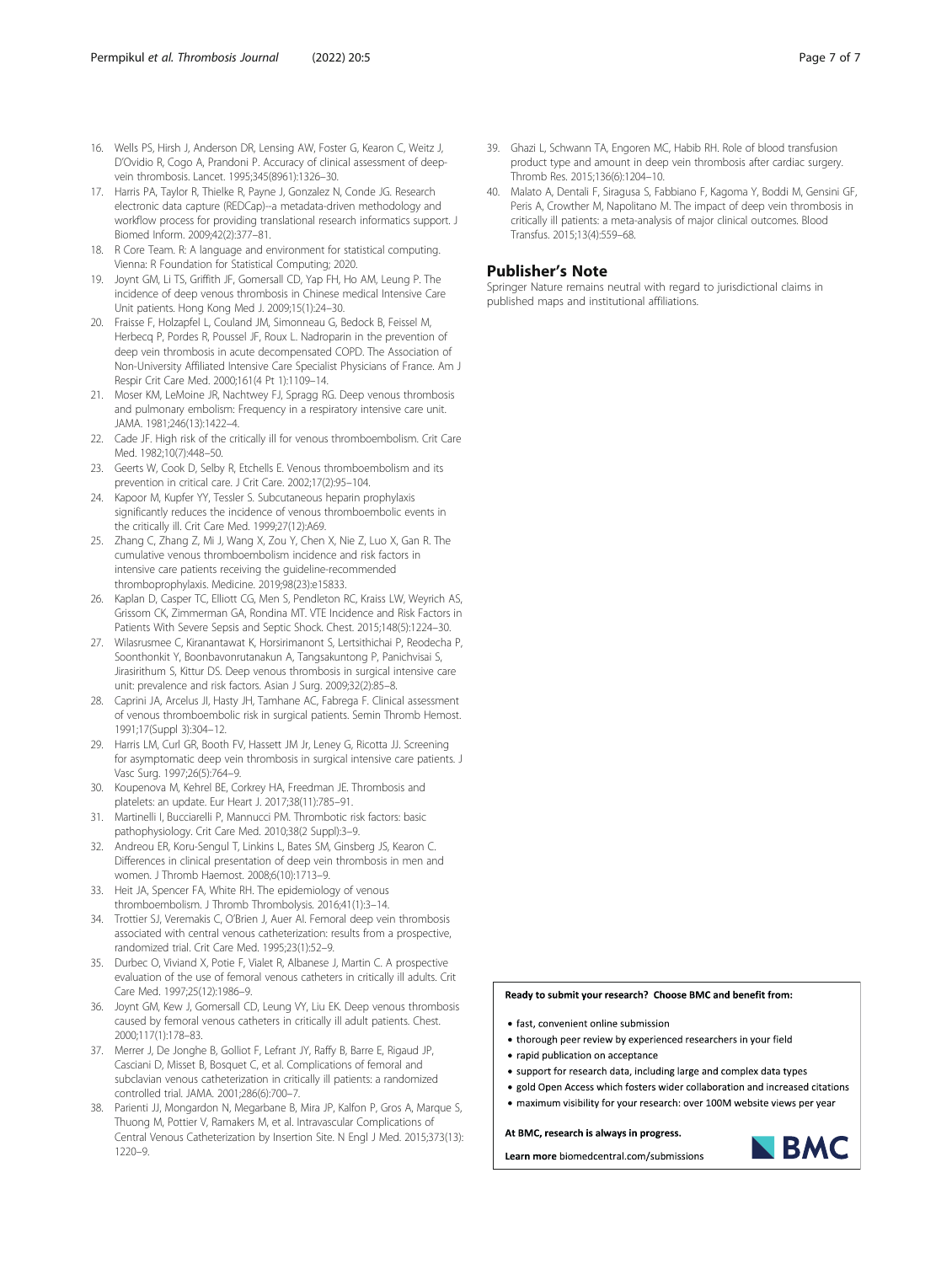16. Wells PS, Hirsh J, Anderson DR, Lensing AW, Foster G, Kearon C, Weitz J, D'Ovidio R, Cogo A, Prandoni P. Accuracy of clinical assessment of deep-vein thrombosis. Lancet. 1995;345(8961):1326–30.
17. Harris PA, Taylor R, Thielke R, Payne J, Gonzalez N, Conde JG. Research electronic data capture (REDCap)--a metadata-driven methodology and workflow process for providing translational research informatics support. J Biomed Inform. 2009;42(2):377–81.
18. R Core Team. R: A language and environment for statistical computing. Vienna: R Foundation for Statistical Computing; 2020.
19. Joynt GM, Li TS, Griffith JF, Gomersall CD, Yap FH, Ho AM, Leung P. The incidence of deep venous thrombosis in Chinese medical Intensive Care Unit patients. Hong Kong Med J. 2009;15(1):24–30.
20. Fraisse F, Holzapfel L, Couland JM, Simonneau G, Bedock B, Feissel M, Herbecq P, Pordes R, Poussel JF, Roux L. Nadroparin in the prevention of deep vein thrombosis in acute decompensated COPD. The Association of Non-University Affiliated Intensive Care Specialist Physicians of France. Am J Respir Crit Care Med. 2000;161(4 Pt 1):1109–14.
21. Moser KM, LeMoine JR, Nachtwey FJ, Spragg RG. Deep venous thrombosis and pulmonary embolism: Frequency in a respiratory intensive care unit. JAMA. 1981;246(13):1422–4.
22. Cade JF. High risk of the critically ill for venous thromboembolism. Crit Care Med. 1982;10(7):448–50.
23. Geerts W, Cook D, Selby R, Etchells E. Venous thromboembolism and its prevention in critical care. J Crit Care. 2002;17(2):95–104.
24. Kapoor M, Kupfer YY, Tessler S. Subcutaneous heparin prophylaxis significantly reduces the incidence of venous thromboembolic events in the critically ill. Crit Care Med. 1999;27(12):A69.
25. Zhang C, Zhang Z, Mi J, Wang X, Zou Y, Chen X, Nie Z, Luo X, Gan R. The cumulative venous thromboembolism incidence and risk factors in intensive care patients receiving the guideline-recommended thromboprophylaxis. Medicine. 2019;98(23):e15833.
26. Kaplan D, Casper TC, Elliott CG, Men S, Pendleton RC, Kraiss LW, Weyrich AS, Grissom CK, Zimmerman GA, Rondina MT. VTE Incidence and Risk Factors in Patients With Severe Sepsis and Septic Shock. Chest. 2015;148(5):1224–30.
27. Wilasrusmee C, Kiranantawat K, Horsirimanont S, Lertsithichai P, Reodecha P, Soonthonkit Y, Boonbavonrutanakun A, Tangsakuntong P, Panichvisai S, Jirasirithum S, Kittur DS. Deep venous thrombosis in surgical intensive care unit: prevalence and risk factors. Asian J Surg. 2009;32(2):85–8.
28. Caprini JA, Arcelus JI, Hasty JH, Tamhane AC, Fabrega F. Clinical assessment of venous thromboembolic risk in surgical patients. Semin Thromb Hemost. 1991;17(Suppl 3):304–12.
29. Harris LM, Curl GR, Booth FV, Hassett JM Jr, Leney G, Ricotta JJ. Screening for asymptomatic deep vein thrombosis in surgical intensive care patients. J Vasc Surg. 1997;26(5):764–9.
30. Koupenova M, Kehrel BE, Corkrey HA, Freedman JE. Thrombosis and platelets: an update. Eur Heart J. 2017;38(11):785–91.
31. Martinelli I, Bucciarelli P, Mannucci PM. Thrombotic risk factors: basic pathophysiology. Crit Care Med. 2010;38(2 Suppl):3–9.
32. Andreou ER, Koru-Sengul T, Linkins L, Bates SM, Ginsberg JS, Kearon C. Differences in clinical presentation of deep vein thrombosis in men and women. J Thromb Haemost. 2008;6(10):1713–9.
33. Heit JA, Spencer FA, White RH. The epidemiology of venous thromboembolism. J Thromb Thrombolysis. 2016;41(1):3–14.
34. Trottier SJ, Veremakis C, O'Brien J, Auer AI. Femoral deep vein thrombosis associated with central venous catheterization: results from a prospective, randomized trial. Crit Care Med. 1995;23(1):52–9.
35. Durbec O, Viviand X, Potie F, Vialet R, Albanese J, Martin C. A prospective evaluation of the use of femoral venous catheters in critically ill adults. Crit Care Med. 1997;25(12):1986–9.
36. Joynt GM, Kew J, Gomersall CD, Leung VY, Liu EK. Deep venous thrombosis caused by femoral venous catheters in critically ill adult patients. Chest. 2000;117(1):178–83.
37. Merrer J, De Jonghe B, Golliot F, Lefrant JY, Raffy B, Barre E, Rigaud JP, Casciani D, Misset B, Bosquet C, et al. Complications of femoral and subclavian venous catheterization in critically ill patients: a randomized controlled trial. JAMA. 2001;286(6):700–7.
38. Parienti JJ, Mongardon N, Megarbane B, Mira JP, Kalfon P, Gros A, Marque S, Thuong M, Pottier V, Ramakers M, et al. Intravascular Complications of Central Venous Catheterization by Insertion Site. N Engl J Med. 2015;373(13):1220–9.
39. Ghazi L, Schwann TA, Engoren MC, Habib RH. Role of blood transfusion product type and amount in deep vein thrombosis after cardiac surgery. Thromb Res. 2015;136(6):1204–10.
40. Malato A, Dentali F, Siragusa S, Fabbiano F, Kagoma Y, Boddi M, Gensini GF, Peris A, Crowther M, Napolitano M. The impact of deep vein thrombosis in critically ill patients: a meta-analysis of major clinical outcomes. Blood Transfus. 2015;13(4):559–68.

## Publisher's Note

Springer Nature remains neutral with regard to jurisdictional claims in published maps and institutional affiliations.